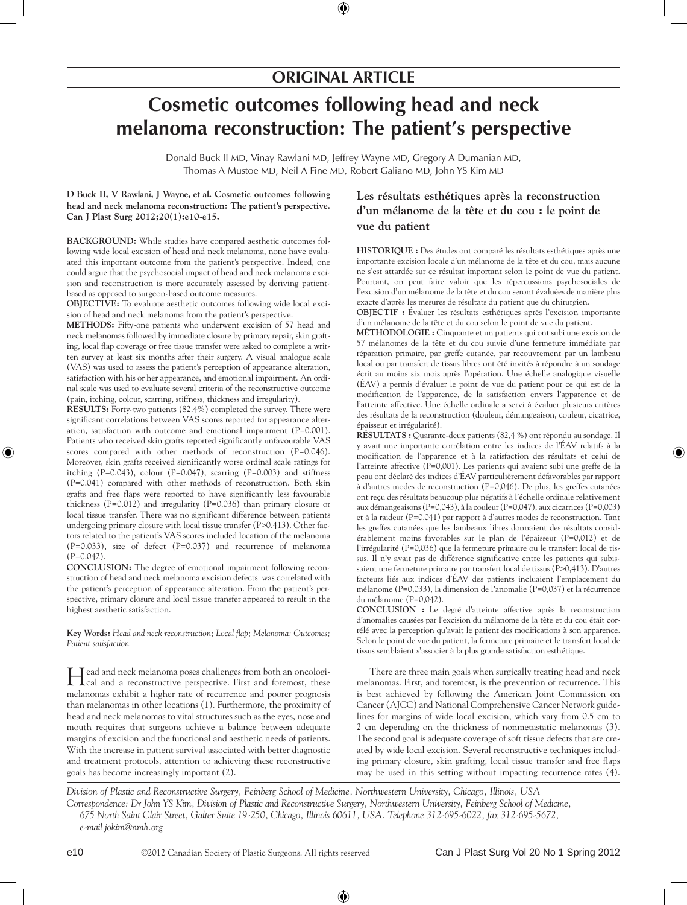## ORIGINAL ARTICLE

# Cosmetic outcomes following head and neck melanoma reconstruction: The patient's perspective

Donald Buck II MD, Vinay Rawlani MD, Jeffrey Wayne MD, Gregory A Dumanian MD, Thomas A Mustoe MD, Neil A Fine MD, Robert Galiano MD, John YS Kim MD

**D Buck II, V Rawlani, J Wayne, et al. Cosmetic outcomes following head and neck melanoma reconstruction: The patient's perspective. Can J Plast Surg 2012;20(1):e10-e15.**

**BACKGROUND:** While studies have compared aesthetic outcomes following wide local excision of head and neck melanoma, none have evaluated this important outcome from the patient's perspective. Indeed, one could argue that the psychosocial impact of head and neck melanoma excision and reconstruction is more accurately assessed by deriving patient-based as opposed to surgeon-based outcome measures.

**OBJECTIVE:** To evaluate aesthetic outcomes following wide local excision of head and neck melanoma from the patient's perspective.

**METHODS:** Fifty-one patients who underwent excision of 57 head and neck melanomas followed by immediate closure by primary repair, skin grafting, local flap coverage or free tissue transfer were asked to complete a written survey at least six months after their surgery. A visual analogue scale (VAS) was used to assess the patient's perception of appearance alteration, satisfaction with his or her appearance, and emotional impairment. An ordinal scale was used to evaluate several criteria of the reconstructive outcome (pain, itching, colour, scarring, stiffness, thickness and irregularity).

**RESULTS:** Forty-two patients (82.4%) completed the survey. There were significant correlations between VAS scores reported for appearance alteration, satisfaction with outcome and emotional impairment (P=0.001). Patients who received skin grafts reported significantly unfavourable VAS scores compared with other methods of reconstruction (P=0.046). Moreover, skin grafts received significantly worse ordinal scale ratings for itching (P=0.043), colour (P=0.047), scarring (P=0.003) and stiffness (P=0.041) compared with other methods of reconstruction. Both skin grafts and free flaps were reported to have significantly less favourable thickness (P=0.012) and irregularity (P=0.036) than primary closure or local tissue transfer. There was no significant difference between patients undergoing primary closure with local tissue transfer (P>0.413). Other factors related to the patient's VAS scores included location of the melanoma (P=0.033), size of defect (P=0.037) and recurrence of melanoma (P=0.042).

**CONCLUSION:** The degree of emotional impairment following reconstruction of head and neck melanoma excision defects was correlated with the patient's perception of appearance alteration. From the patient's perspective, primary closure and local tissue transfer appeared to result in the highest aesthetic satisfaction.

**Key Words:** *Head and neck reconstruction; Local flap; Melanoma; Outcomes; Patient satisfaction*

### Les résultats esthétiques après la reconstruction d'un mélanome de la tête et du cou : le point de vue du patient

**HISTORIQUE :** Des études ont comparé les résultats esthétiques après une importante excision locale d'un mélanome de la tête et du cou, mais aucune ne s'est attardée sur ce résultat important selon le point de vue du patient. Pourtant, on peut faire valoir que les répercussions psychosociales de l'excision d'un mélanome de la tête et du cou seront évaluées de manière plus exacte d'après les mesures de résultats du patient que du chirurgien.

**OBJECTIF :** Évaluer les résultats esthétiques après l'excision importante d'un mélanome de la tête et du cou selon le point de vue du patient.

**MÉTHODOLOGIE :** Cinquante et un patients qui ont subi une excision de 57 mélanomes de la tête et du cou suivie d'une fermeture immédiate par réparation primaire, par greffe cutanée, par recouvrement par un lambeau local ou par transfert de tissus libres ont été invités à répondre à un sondage écrit au moins six mois après l'opération. Une échelle analogique visuelle (ÉAV) a permis d'évaluer le point de vue du patient pour ce qui est de la modification de l'apparence, de la satisfaction envers l'apparence et de l'atteinte affective. Une échelle ordinale a servi à évaluer plusieurs critères des résultats de la reconstruction (douleur, démangeaison, couleur, cicatrice, épaisseur et irrégularité).

**RÉSULTATS :** Quarante-deux patients (82,4 %) ont répondu au sondage. Il y avait une importante corrélation entre les indices de l'ÉAV relatifs à la modification de l'apparence et à la satisfaction des résultats et celui de l'atteinte affective (P=0,001). Les patients qui avaient subi une greffe de la peau ont déclaré des indices d'ÉAV particulièrement défavorables par rapport à d'autres modes de reconstruction (P=0,046). De plus, les greffes cutanées ont reçu des résultats beaucoup plus négatifs à l'échelle ordinale relativement aux démangeaisons (P=0,043), à la couleur (P=0,047), aux cicatrices (P=0,003) et à la raideur (P=0,041) par rapport à d'autres modes de reconstruction. Tant les greffes cutanées que les lambeaux libres donnaient des résultats considérablement moins favorables sur le plan de l'épaisseur (P=0,012) et de l'irrégularité (P=0,036) que la fermeture primaire ou le transfert local de tissus. Il n'y avait pas de différence significative entre les patients qui subissaient une fermeture primaire par transfert local de tissus (P>0,413). D'autres facteurs liés aux indices d'ÉAV des patients incluaient l'emplacement du mélanome (P=0,033), la dimension de l'anomalie (P=0,037) et la récurrence du mélanome (P=0,042).

**CONCLUSION :** Le degré d'atteinte affective après la reconstruction d'anomalies causées par l'excision du mélanome de la tête et du cou était corrélé avec la perception qu'avait le patient des modifications à son apparence. Selon le point de vue du patient, la fermeture primaire et le transfert local de tissus semblaient s'associer à la plus grande satisfaction esthétique.

Head and neck melanoma poses challenges from both an oncological and a reconstructive perspective. First and foremost, these melanomas exhibit a higher rate of recurrence and poorer prognosis than melanomas in other locations (1). Furthermore, the proximity of head and neck melanomas to vital structures such as the eyes, nose and mouth requires that surgeons achieve a balance between adequate margins of excision and the functional and aesthetic needs of patients. With the increase in patient survival associated with better diagnostic and treatment protocols, attention to achieving these reconstructive goals has become increasingly important (2).

There are three main goals when surgically treating head and neck melanomas. First, and foremost, is the prevention of recurrence. This is best achieved by following the American Joint Commission on Cancer (AJCC) and National Comprehensive Cancer Network guidelines for margins of wide local excision, which vary from 0.5 cm to 2 cm depending on the thickness of nonmetastatic melanomas (3). The second goal is adequate coverage of soft tissue defects that are created by wide local excision. Several reconstructive techniques including primary closure, skin grafting, local tissue transfer and free flaps may be used in this setting without impacting recurrence rates (4).

*Division of Plastic and Reconstructive Surgery, Feinberg School of Medicine, Northwestern University, Chicago, Illinois, USA*

*Correspondence: Dr John YS Kim, Division of Plastic and Reconstructive Surgery, Northwestern University, Feinberg School of Medicine, 675 North Saint Clair Street, Galter Suite 19-250, Chicago, Illinois 60611, USA. Telephone 312-695-6022, fax 312-695-5672, e-mail jokim@nmh.org*

©2012 Canadian Society of Plastic Surgeons. All rights reserved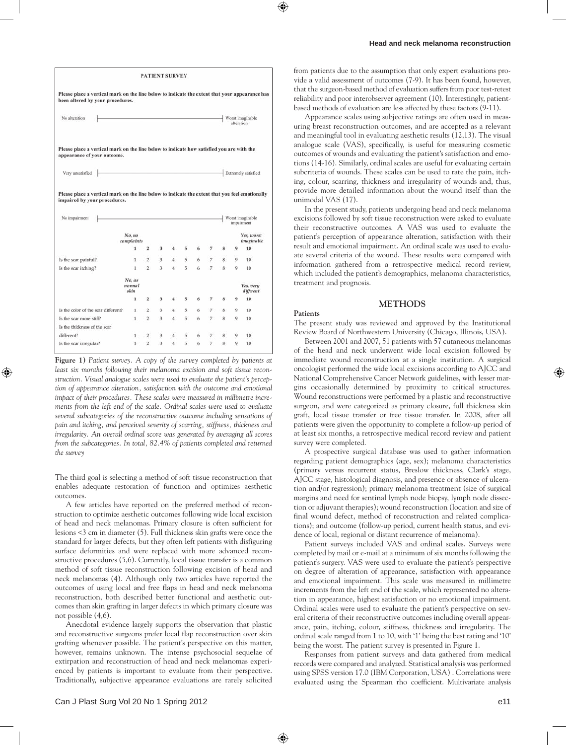**PATIENT SURVEY**

Please place a vertical mark on the line below to indicate the extent that your appearance has been altered by your procedures.

No alteration |————————————————————| Worst imaginable alteration

Please place a vertical mark on the line below to indicate how satisfied you are with the appearance of your outcome.

Very unsatisfied |————————————————————| Extremely satisfied

Please place a vertical mark on the line below to indicate the extent that you feel emotionally impaired by your procedures.

No impairment |————————————————————| Worst imaginable impairment

| | No, no complaints 1 | 2 | 3 | 4 | 5 | 6 | 7 | 8 | 9 | Yes, worst imaginable 10 |
|---|---|---|---|---|---|---|---|---|---|---|
| Is the scar painful? | 1 | 2 | 3 | 4 | 5 | 6 | 7 | 8 | 9 | 10 |
| Is the scar itching? | 1 | 2 | 3 | 4 | 5 | 6 | 7 | 8 | 9 | 10 |

| | No, as normal skin 1 | 2 | 3 | 4 | 5 | 6 | 7 | 8 | 9 | Yes, very different 10 |
|---|---|---|---|---|---|---|---|---|---|---|
| Is the color of the scar different? | 1 | 2 | 3 | 4 | 5 | 6 | 7 | 8 | 9 | 10 |
| Is the scar more stiff? | 1 | 2 | 3 | 4 | 5 | 6 | 7 | 8 | 9 | 10 |
| Is the thickness of the scar different? | 1 | 2 | 3 | 4 | 5 | 6 | 7 | 8 | 9 | 10 |
| Is the scar irregular? | 1 | 2 | 3 | 4 | 5 | 6 | 7 | 8 | 9 | 10 |

**Figure 1)** *Patient survey. A copy of the survey completed by patients at least six months following their melanoma excision and soft tissue reconstruction. Visual analogue scales were used to evaluate the patient's perception of appearance alteration, satisfaction with the outcome and emotional impact of their procedures. These scales were measured in millimetre increments from the left end of the scale. Ordinal scales were used to evaluate several subcategories of the reconstructive outcome including sensations of pain and itching, and perceived severity of scarring, stiffness, thickness and irregularity. An overall ordinal score was generated by averaging all scores from the subcategories. In total, 82.4% of patients completed and returned the survey*

The third goal is selecting a method of soft tissue reconstruction that enables adequate restoration of function and optimizes aesthetic outcomes.

A few articles have reported on the preferred method of reconstruction to optimize aesthetic outcomes following wide local excision of head and neck melanomas. Primary closure is often sufficient for lesions <3 cm in diameter (5). Full thickness skin grafts were once the standard for larger defects, but they often left patients with disfiguring surface deformities and were replaced with more advanced reconstructive procedures (5,6). Currently, local tissue transfer is a common method of soft tissue reconstruction following excision of head and neck melanomas (4). Although only two articles have reported the outcomes of using local and free flaps in head and neck melanoma reconstruction, both described better functional and aesthetic outcomes than skin grafting in larger defects in which primary closure was not possible (4,6).

Anecdotal evidence largely supports the observation that plastic and reconstructive surgeons prefer local flap reconstruction over skin grafting whenever possible. The patient's perspective on this matter, however, remains unknown. The intense psychosocial sequelae of extirpation and reconstruction of head and neck melanomas experienced by patients is important to evaluate from their perspective. Traditionally, subjective appearance evaluations are rarely solicited from patients due to the assumption that only expert evaluations provide a valid assessment of outcomes (7-9). It has been found, however, that the surgeon-based method of evaluation suffers from poor test-retest reliability and poor interobserver agreement (10). Interestingly, patient-based methods of evaluation are less affected by these factors (9-11).

Appearance scales using subjective ratings are often used in measuring breast reconstruction outcomes, and are accepted as a relevant and meaningful tool in evaluating aesthetic results (12,13). The visual analogue scale (VAS), specifically, is useful for measuring cosmetic outcomes of wounds and evaluating the patient's satisfaction and emotions (14-16). Similarly, ordinal scales are useful for evaluating certain subcriteria of wounds. These scales can be used to rate the pain, itching, colour, scarring, thickness and irregularity of wounds and, thus, provide more detailed information about the wound itself than the unimodal VAS (17).

In the present study, patients undergoing head and neck melanoma excisions followed by soft tissue reconstruction were asked to evaluate their reconstructive outcomes. A VAS was used to evaluate the patient's perception of appearance alteration, satisfaction with their result and emotional impairment. An ordinal scale was used to evaluate several criteria of the wound. These results were compared with information gathered from a retrospective medical record review, which included the patient's demographics, melanoma characteristics, treatment and prognosis.

## METHODS

### Patients

The present study was reviewed and approved by the Institutional Review Board of Northwestern University (Chicago, Illinois, USA).

Between 2001 and 2007, 51 patients with 57 cutaneous melanomas of the head and neck underwent wide local excision followed by immediate wound reconstruction at a single institution. A surgical oncologist performed the wide local excisions according to AJCC and National Comprehensive Cancer Network guidelines, with lesser margins occasionally determined by proximity to critical structures. Wound reconstructions were performed by a plastic and reconstructive surgeon, and were categorized as primary closure, full thickness skin graft, local tissue transfer or free tissue transfer. In 2008, after all patients were given the opportunity to complete a follow-up period of at least six months, a retrospective medical record review and patient survey were completed.

A prospective surgical database was used to gather information regarding patient demographics (age, sex); melanoma characteristics (primary versus recurrent status, Breslow thickness, Clark's stage, AJCC stage, histological diagnosis, and presence or absence of ulceration and/or regression); primary melanoma treatment (size of surgical margins and need for sentinal lymph node biopsy, lymph node dissection or adjuvant therapies); wound reconstruction (location and size of final wound defect, method of reconstruction and related complications); and outcome (follow-up period, current health status, and evidence of local, regional or distant recurrence of melanoma).

Patient surveys included VAS and ordinal scales. Surveys were completed by mail or e-mail at a minimum of six months following the patient's surgery. VAS were used to evaluate the patient's perspective on degree of alteration of appearance, satisfaction with appearance and emotional impairment. This scale was measured in millimetre increments from the left end of the scale, which represented no alteration in appearance, highest satisfaction or no emotional impairment. Ordinal scales were used to evaluate the patient's perspective on several criteria of their reconstructive outcomes including overall appearance, pain, itching, colour, stiffness, thickness and irregularity. The ordinal scale ranged from 1 to 10, with '1' being the best rating and '10' being the worst. The patient survey is presented in Figure 1.

Responses from patient surveys and data gathered from medical records were compared and analyzed. Statistical analysis was performed using SPSS version 17.0 (IBM Corporation, USA) . Correlations were evaluated using the Spearman rho coefficient. Multivariate analysis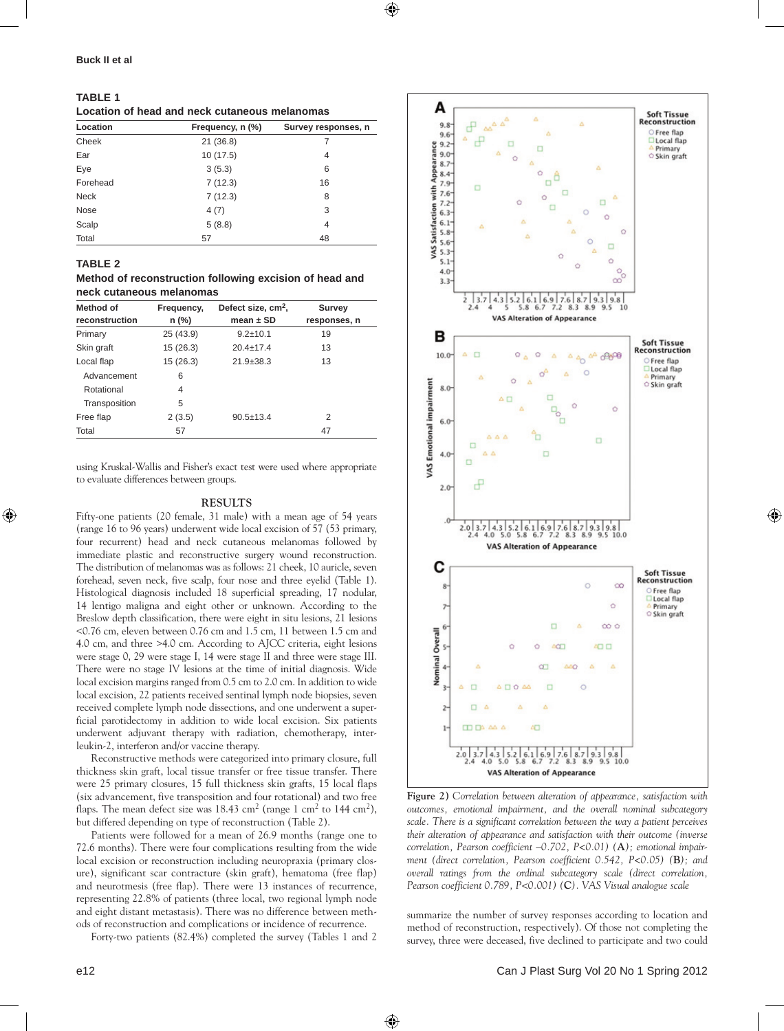**TABLE 1**
**Location of head and neck cutaneous melanomas**

| Location | Frequency, n (%) | Survey responses, n |
|---|---|---|
| Cheek | 21 (36.8) | 7 |
| Ear | 10 (17.5) | 4 |
| Eye | 3 (5.3) | 6 |
| Forehead | 7 (12.3) | 16 |
| Neck | 7 (12.3) | 8 |
| Nose | 4 (7) | 3 |
| Scalp | 5 (8.8) | 4 |
| Total | 57 | 48 |

**TABLE 2**
**Method of reconstruction following excision of head and neck cutaneous melanomas**

| Method of reconstruction | Frequency, n (%) | Defect size, $cm^2$, mean ± SD | Survey responses, n |
|---|---|---|---|
| Primary | 25 (43.9) | 9.2±10.1 | 19 |
| Skin graft | 15 (26.3) | 20.4±17.4 | 13 |
| Local flap | 15 (26.3) | 21.9±38.3 | 13 |
| Advancement | 6 | | |
| Rotational | 4 | | |
| Transposition | 5 | | |
| Free flap | 2 (3.5) | 90.5±13.4 | 2 |
| Total | 57 | | 47 |

using Kruskal-Wallis and Fisher's exact test were used where appropriate to evaluate differences between groups.

## RESULTS

Fifty-one patients (20 female, 31 male) with a mean age of 54 years (range 16 to 96 years) underwent wide local excision of 57 (53 primary, four recurrent) head and neck cutaneous melanomas followed by immediate plastic and reconstructive surgery wound reconstruction. The distribution of melanomas was as follows: 21 cheek, 10 auricle, seven forehead, seven neck, five scalp, four nose and three eyelid (Table 1). Histological diagnosis included 18 superficial spreading, 17 nodular, 14 lentigo maligna and eight other or unknown. According to the Breslow depth classification, there were eight in situ lesions, 21 lesions <0.76 cm, eleven between 0.76 cm and 1.5 cm, 11 between 1.5 cm and 4.0 cm, and three >4.0 cm. According to AJCC criteria, eight lesions were stage 0, 29 were stage I, 14 were stage II and three were stage III. There were no stage IV lesions at the time of initial diagnosis. Wide local excision margins ranged from 0.5 cm to 2.0 cm. In addition to wide local excision, 22 patients received sentinal lymph node biopsies, seven received complete lymph node dissections, and one underwent a superficial parotidectomy in addition to wide local excision. Six patients underwent adjuvant therapy with radiation, chemotherapy, interleukin-2, interferon and/or vaccine therapy.

Reconstructive methods were categorized into primary closure, full thickness skin graft, local tissue transfer or free tissue transfer. There were 25 primary closures, 15 full thickness skin grafts, 15 local flaps (six advancement, five transposition and four rotational) and two free flaps. The mean defect size was 18.43 $cm^2$ (range 1 $cm^2$ to 144 $cm^2$), but differed depending on type of reconstruction (Table 2).

Patients were followed for a mean of 26.9 months (range one to 72.6 months). There were four complications resulting from the wide local excision or reconstruction including neuropraxia (primary closure), significant scar contracture (skin graft), hematoma (free flap) and neurotmesis (free flap). There were 13 instances of recurrence, representing 22.8% of patients (three local, two regional lymph node and eight distant metastasis). There was no difference between methods of reconstruction and complications or incidence of recurrence.

Forty-two patients (82.4%) completed the survey (Tables 1 and 2 summarize the number of survey responses according to location and method of reconstruction, respectively). Of those not completing the survey, three were deceased, five declined to participate and two could

**Figure 2)** *Correlation between alteration of appearance, satisfaction with outcomes, emotional impairment, and the overall nominal subcategory scale. There is a significant correlation between the way a patient perceives their alteration of appearance and satisfaction with their outcome (inverse correlation, Pearson coefficient –0.702, P<0.01)* (**A**)*; emotional impairment (direct correlation, Pearson coefficient 0.542, P<0.05)* (**B**)*; and overall ratings from the ordinal subcategory scale (direct correlation, Pearson coefficient 0.789, P<0.001)* (**C**)*. VAS Visual analogue scale*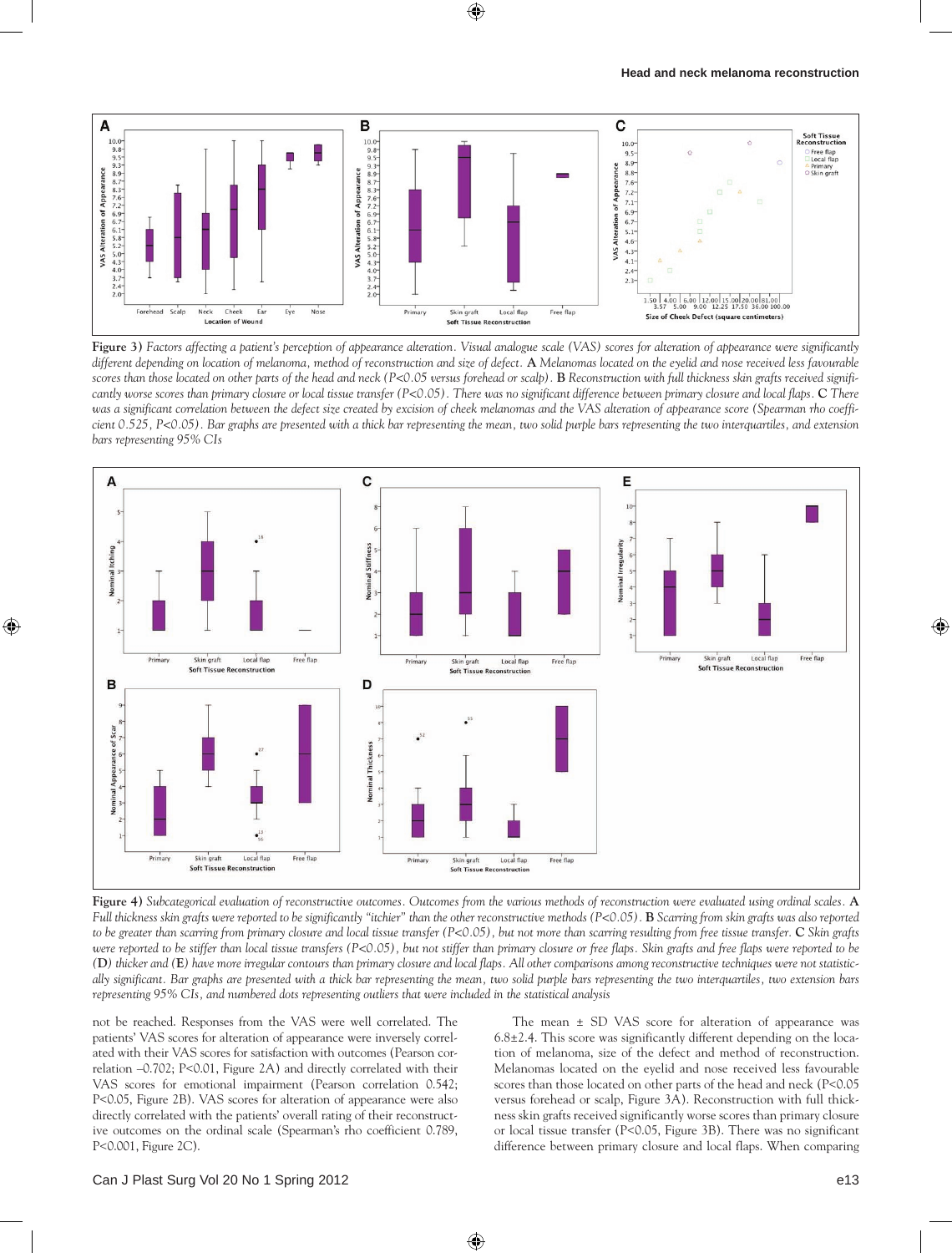**Figure 3)** *Factors affecting a patient's perception of appearance alteration. Visual analogue scale (VAS) scores for alteration of appearance were significantly different depending on location of melanoma, method of reconstruction and size of defect.* **A** *Melanomas located on the eyelid and nose received less favourable scores than those located on other parts of the head and neck (P<0.05 versus forehead or scalp).* **B** *Reconstruction with full thickness skin grafts received significantly worse scores than primary closure or local tissue transfer (P<0.05). There was no significant difference between primary closure and local flaps.* **C** *There was a significant correlation between the defect size created by excision of cheek melanomas and the VAS alteration of appearance score (Spearman rho coefficient 0.525, P<0.05). Bar graphs are presented with a thick bar representing the mean, two solid purple bars representing the two interquartiles, and extension bars representing 95% CIs*

**Figure 4)** *Subcategorical evaluation of reconstructive outcomes. Outcomes from the various methods of reconstruction were evaluated using ordinal scales.* **A** *Full thickness skin grafts were reported to be significantly "itchier" than the other reconstructive methods (P<0.05).* **B** *Scarring from skin grafts was also reported to be greater than scarring from primary closure and local tissue transfer (P<0.05), but not more than scarring resulting from free tissue transfer.* **C** *Skin grafts were reported to be stiffer than local tissue transfers (P<0.05), but not stiffer than primary closure or free flaps. Skin grafts and free flaps were reported to be* **(D)** *thicker and* **(E)** *have more irregular contours than primary closure and local flaps. All other comparisons among reconstructive techniques were not statistically significant. Bar graphs are presented with a thick bar representing the mean, two solid purple bars representing the two interquartiles, two extension bars representing 95% CIs, and numbered dots representing outliers that were included in the statistical analysis*

not be reached. Responses from the VAS were well correlated. The patients' VAS scores for alteration of appearance were inversely correlated with their VAS scores for satisfaction with outcomes (Pearson correlation –0.702; P<0.01, Figure 2A) and directly correlated with their VAS scores for emotional impairment (Pearson correlation 0.542; P<0.05, Figure 2B). VAS scores for alteration of appearance were also directly correlated with the patients' overall rating of their reconstructive outcomes on the ordinal scale (Spearman's rho coefficient 0.789, P<0.001, Figure 2C).

The mean ± SD VAS score for alteration of appearance was 6.8±2.4. This score was significantly different depending on the location of melanoma, size of the defect and method of reconstruction. Melanomas located on the eyelid and nose received less favourable scores than those located on other parts of the head and neck (P<0.05 versus forehead or scalp, Figure 3A). Reconstruction with full thickness skin grafts received significantly worse scores than primary closure or local tissue transfer (P<0.05, Figure 3B). There was no significant difference between primary closure and local flaps. When comparing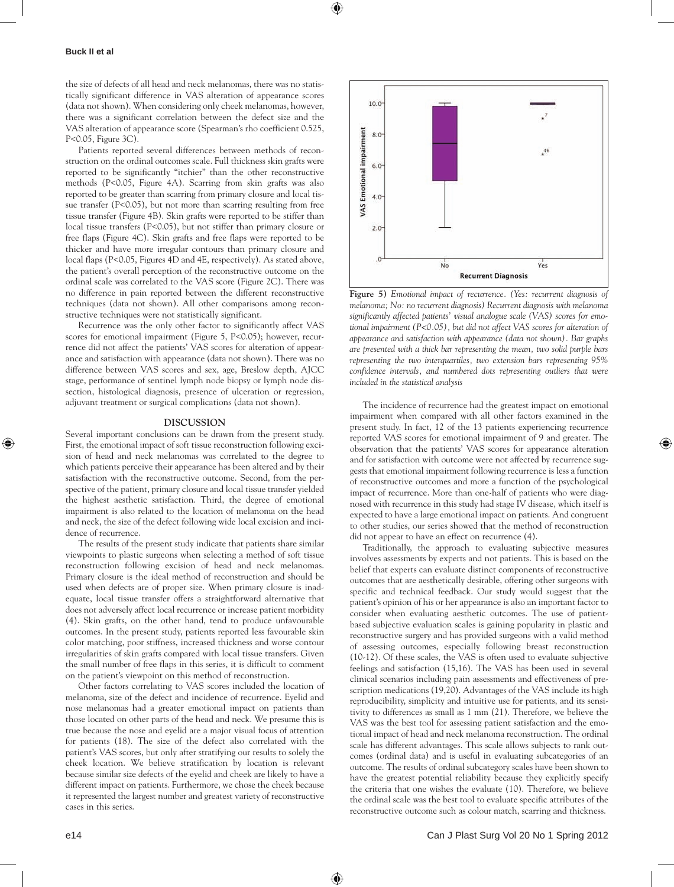the size of defects of all head and neck melanomas, there was no statistically significant difference in VAS alteration of appearance scores (data not shown). When considering only cheek melanomas, however, there was a significant correlation between the defect size and the VAS alteration of appearance score (Spearman's rho coefficient 0.525, $P<0.05$, Figure 3C).

Patients reported several differences between methods of reconstruction on the ordinal outcomes scale. Full thickness skin grafts were reported to be significantly "itchier" than the other reconstructive methods ($P<0.05$, Figure 4A). Scarring from skin grafts was also reported to be greater than scarring from primary closure and local tissue transfer ($P<0.05$), but not more than scarring resulting from free tissue transfer (Figure 4B). Skin grafts were reported to be stiffer than local tissue transfers ($P<0.05$), but not stiffer than primary closure or free flaps (Figure 4C). Skin grafts and free flaps were reported to be thicker and have more irregular contours than primary closure and local flaps ($P<0.05$, Figures 4D and 4E, respectively). As stated above, the patient's overall perception of the reconstructive outcome on the ordinal scale was correlated to the VAS score (Figure 2C). There was no difference in pain reported between the different reconstructive techniques (data not shown). All other comparisons among reconstructive techniques were not statistically significant.

Recurrence was the only other factor to significantly affect VAS scores for emotional impairment (Figure 5, $P<0.05$); however, recurrence did not affect the patients' VAS scores for alteration of appearance and satisfaction with appearance (data not shown). There was no difference between VAS scores and sex, age, Breslow depth, AJCC stage, performance of sentinel lymph node biopsy or lymph node dissection, histological diagnosis, presence of ulceration or regression, adjuvant treatment or surgical complications (data not shown).

## DISCUSSION

Several important conclusions can be drawn from the present study. First, the emotional impact of soft tissue reconstruction following excision of head and neck melanomas was correlated to the degree to which patients perceive their appearance has been altered and by their satisfaction with the reconstructive outcome. Second, from the perspective of the patient, primary closure and local tissue transfer yielded the highest aesthetic satisfaction. Third, the degree of emotional impairment is also related to the location of melanoma on the head and neck, the size of the defect following wide local excision and incidence of recurrence.

The results of the present study indicate that patients share similar viewpoints to plastic surgeons when selecting a method of soft tissue reconstruction following excision of head and neck melanomas. Primary closure is the ideal method of reconstruction and should be used when defects are of proper size. When primary closure is inadequate, local tissue transfer offers a straightforward alternative that does not adversely affect local recurrence or increase patient morbidity (4). Skin grafts, on the other hand, tend to produce unfavourable outcomes. In the present study, patients reported less favourable skin color matching, poor stiffness, increased thickness and worse contour irregularities of skin grafts compared with local tissue transfers. Given the small number of free flaps in this series, it is difficult to comment on the patient's viewpoint on this method of reconstruction.

Other factors correlating to VAS scores included the location of melanoma, size of the defect and incidence of recurrence. Eyelid and nose melanomas had a greater emotional impact on patients than those located on other parts of the head and neck. We presume this is true because the nose and eyelid are a major visual focus of attention for patients (18). The size of the defect also correlated with the patient's VAS scores, but only after stratifying our results to solely the cheek location. We believe stratification by location is relevant because similar size defects of the eyelid and cheek are likely to have a different impact on patients. Furthermore, we chose the cheek because it represented the largest number and greatest variety of reconstructive cases in this series.

10.0
8.0
6.0
4.0
2.0
.0
VAS Emotional impairment
7
46
No
Yes
Recurrent Diagnosis

**Figure 5)** *Emotional impact of recurrence. (Yes: recurrent diagnosis of melanoma; No: no recurrent diagnosis) Recurrent diagnosis with melanoma significantly affected patients' visual analogue scale (VAS) scores for emotional impairment (P<0.05), but did not affect VAS scores for alteration of appearance and satisfaction with appearance (data not shown). Bar graphs are presented with a thick bar representing the mean, two solid purple bars representing the two interquartiles, two extension bars representing 95% confidence intervals, and numbered dots representing outliers that were included in the statistical analysis*

The incidence of recurrence had the greatest impact on emotional impairment when compared with all other factors examined in the present study. In fact, 12 of the 13 patients experiencing recurrence reported VAS scores for emotional impairment of 9 and greater. The observation that the patients' VAS scores for appearance alteration and for satisfaction with outcome were not affected by recurrence suggests that emotional impairment following recurrence is less a function of reconstructive outcomes and more a function of the psychological impact of recurrence. More than one-half of patients who were diagnosed with recurrence in this study had stage IV disease, which itself is expected to have a large emotional impact on patients. And congruent to other studies, our series showed that the method of reconstruction did not appear to have an effect on recurrence (4).

Traditionally, the approach to evaluating subjective measures involves assessments by experts and not patients. This is based on the belief that experts can evaluate distinct components of reconstructive outcomes that are aesthetically desirable, offering other surgeons with specific and technical feedback. Our study would suggest that the patient's opinion of his or her appearance is also an important factor to consider when evaluating aesthetic outcomes. The use of patient-based subjective evaluation scales is gaining popularity in plastic and reconstructive surgery and has provided surgeons with a valid method of assessing outcomes, especially following breast reconstruction (10-12). Of these scales, the VAS is often used to evaluate subjective feelings and satisfaction (15,16). The VAS has been used in several clinical scenarios including pain assessments and effectiveness of prescription medications (19,20). Advantages of the VAS include its high reproducibility, simplicity and intuitive use for patients, and its sensitivity to differences as small as 1 mm (21). Therefore, we believe the VAS was the best tool for assessing patient satisfaction and the emotional impact of head and neck melanoma reconstruction. The ordinal scale has different advantages. This scale allows subjects to rank outcomes (ordinal data) and is useful in evaluating subcategories of an outcome. The results of ordinal subcategory scales have been shown to have the greatest potential reliability because they explicitly specify the criteria that one wishes the evaluate (10). Therefore, we believe the ordinal scale was the best tool to evaluate specific attributes of the reconstructive outcome such as colour match, scarring and thickness.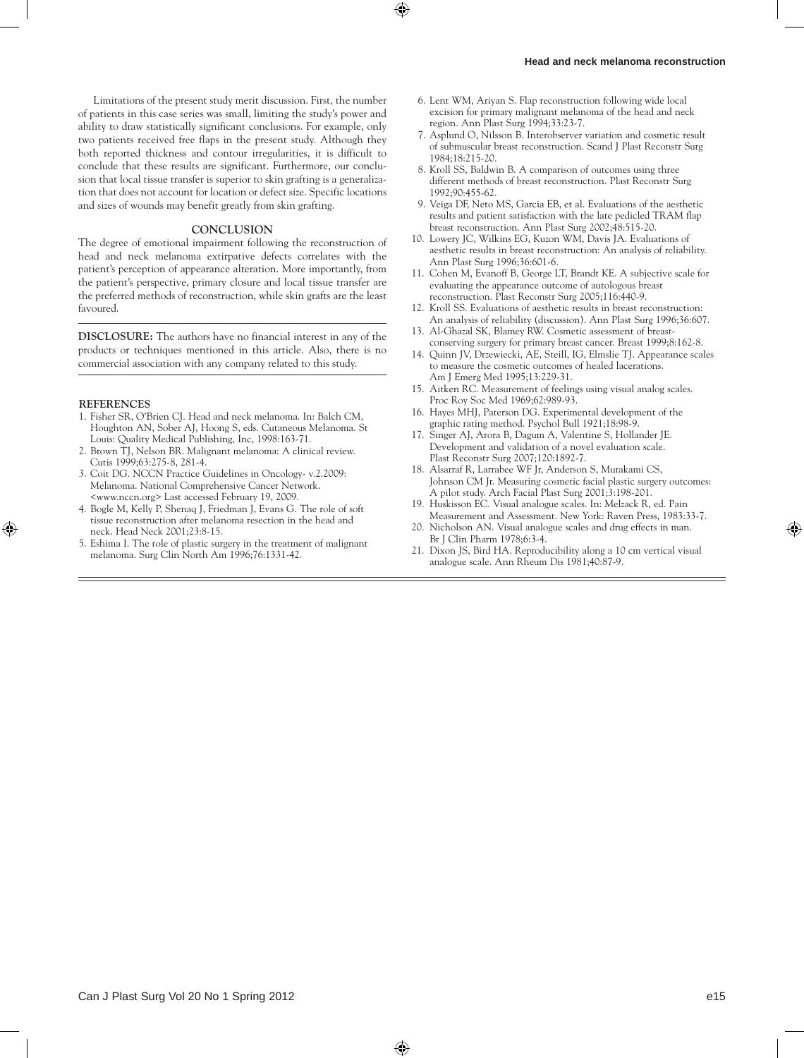Limitations of the present study merit discussion. First, the number of patients in this case series was small, limiting the study's power and ability to draw statistically significant conclusions. For example, only two patients received free flaps in the present study. Although they both reported thickness and contour irregularities, it is difficult to conclude that these results are significant. Furthermore, our conclusion that local tissue transfer is superior to skin grafting is a generalization that does not account for location or defect size. Specific locations and sizes of wounds may benefit greatly from skin grafting.

## CONCLUSION

The degree of emotional impairment following the reconstruction of head and neck melanoma extirpative defects correlates with the patient's perception of appearance alteration. More importantly, from the patient's perspective, primary closure and local tissue transfer are the preferred methods of reconstruction, while skin grafts are the least favoured.

**DISCLOSURE:** The authors have no financial interest in any of the products or techniques mentioned in this article. Also, there is no commercial association with any company related to this study.

## REFERENCES

1. Fisher SR, O'Brien CJ. Head and neck melanoma. In: Balch CM, Houghton AN, Sober AJ, Hoong S, eds. Cutaneous Melanoma. St Louis: Quality Medical Publishing, Inc, 1998:163-71.
2. Brown TJ, Nelson BR. Malignant melanoma: A clinical review. Cutis 1999;63:275-8, 281-4.
3. Coit DG. NCCN Practice Guidelines in Oncology- v.2.2009: Melanoma. National Comprehensive Cancer Network. <www.nccn.org> Last accessed February 19, 2009.
4. Bogle M, Kelly P, Shenaq J, Friedman J, Evans G. The role of soft tissue reconstruction after melanoma resection in the head and neck. Head Neck 2001;23:8-15.
5. Eshima I. The role of plastic surgery in the treatment of malignant melanoma. Surg Clin North Am 1996;76:1331-42.
6. Lent WM, Ariyan S. Flap reconstruction following wide local excision for primary malignant melanoma of the head and neck region. Ann Plast Surg 1994;33:23-7.
7. Asplund O, Nilsson B. Interobserver variation and cosmetic result of submuscular breast reconstruction. Scand J Plast Reconstr Surg 1984;18:215-20.
8. Kroll SS, Baldwin B. A comparison of outcomes using three different methods of breast reconstruction. Plast Reconstr Surg 1992;90:455-62.
9. Veiga DF, Neto MS, Garcia EB, et al. Evaluations of the aesthetic results and patient satisfaction with the late pedicled TRAM flap breast reconstruction. Ann Plast Surg 2002;48:515-20.
10. Lowery JC, Wilkins EG, Kuzon WM, Davis JA. Evaluations of aesthetic results in breast reconstruction: An analysis of reliability. Ann Plast Surg 1996;36:601-6.
11. Cohen M, Evanoff B, George LT, Brandt KE. A subjective scale for evaluating the appearance outcome of autologous breast reconstruction. Plast Reconstr Surg 2005;116:440-9.
12. Kroll SS. Evaluations of aesthetic results in breast reconstruction: An analysis of reliability (discussion). Ann Plast Surg 1996;36:607.
13. Al-Ghazal SK, Blamey RW. Cosmetic assessment of breast-conserving surgery for primary breast cancer. Breast 1999;8:162-8.
14. Quinn JV, Drzewiecki, AE, Steill, IG, Elmslie TJ. Appearance scales to measure the cosmetic outcomes of healed lacerations. Am J Emerg Med 1995;13:229-31.
15. Aitken RC. Measurement of feelings using visual analog scales. Proc Roy Soc Med 1969;62:989-93.
16. Hayes MHJ, Paterson DG. Experimental development of the graphic rating method. Psychol Bull 1921;18:98-9.
17. Singer AJ, Arora B, Dagum A, Valentine S, Hollander JE. Development and validation of a novel evaluation scale. Plast Reconstr Surg 2007;120:1892-7.
18. Alsarraf R, Larrabee WF Jr, Anderson S, Murakami CS, Johnson CM Jr. Measuring cosmetic facial plastic surgery outcomes: A pilot study. Arch Facial Plast Surg 2001;3:198-201.
19. Huskisson EC. Visual analogue scales. In: Melzack R, ed. Pain Measurement and Assessment. New York: Raven Press, 1983:33-7.
20. Nicholson AN. Visual analogue scales and drug effects in man. Br J Clin Pharm 1978;6:3-4.
21. Dixon JS, Bird HA. Reproducibility along a 10 cm vertical visual analogue scale. Ann Rheum Dis 1981;40:87-9.